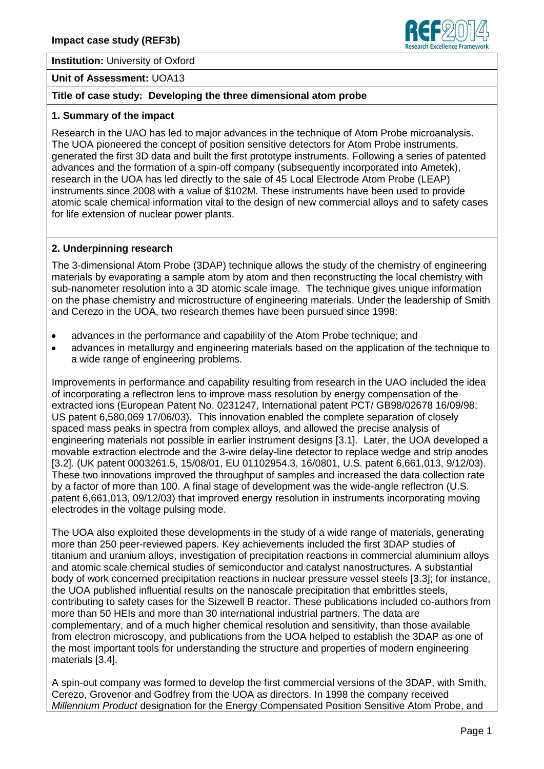**Impact case study (REF3b)**

**Institution:** University of Oxford

**Unit of Assessment:** UOA13

**Title of case study: Developing the three dimensional atom probe**

## 1. Summary of the impact

Research in the UAO has led to major advances in the technique of Atom Probe microanalysis. The UOA pioneered the concept of position sensitive detectors for Atom Probe instruments, generated the first 3D data and built the first prototype instruments. Following a series of patented advances and the formation of a spin-off company (subsequently incorporated into Ametek), research in the UOA has led directly to the sale of 45 Local Electrode Atom Probe (LEAP) instruments since 2008 with a value of $102M. These instruments have been used to provide atomic scale chemical information vital to the design of new commercial alloys and to safety cases for life extension of nuclear power plants.

## 2. Underpinning research

The 3-dimensional Atom Probe (3DAP) technique allows the study of the chemistry of engineering materials by evaporating a sample atom by atom and then reconstructing the local chemistry with sub-nanometer resolution into a 3D atomic scale image. The technique gives unique information on the phase chemistry and microstructure of engineering materials. Under the leadership of Smith and Cerezo in the UOA, two research themes have been pursued since 1998:

- advances in the performance and capability of the Atom Probe technique; and
- advances in metallurgy and engineering materials based on the application of the technique to a wide range of engineering problems.

Improvements in performance and capability resulting from research in the UAO included the idea of incorporating a reflectron lens to improve mass resolution by energy compensation of the extracted ions (European Patent No. 0231247, International patent PCT/ GB98/02678 16/09/98; US patent 6,580,069 17/06/03). This innovation enabled the complete separation of closely spaced mass peaks in spectra from complex alloys, and allowed the precise analysis of engineering materials not possible in earlier instrument designs [3.1]. Later, the UOA developed a movable extraction electrode and the 3-wire delay-line detector to replace wedge and strip anodes [3.2]. (UK patent 0003261.5, 15/08/01, EU 01102954.3, 16/0801, U.S. patent 6,661,013, 9/12/03). These two innovations improved the throughput of samples and increased the data collection rate by a factor of more than 100. A final stage of development was the wide-angle reflectron (U.S. patent 6,661,013, 09/12/03) that improved energy resolution in instruments incorporating moving electrodes in the voltage pulsing mode.

The UOA also exploited these developments in the study of a wide range of materials, generating more than 250 peer-reviewed papers. Key achievements included the first 3DAP studies of titanium and uranium alloys, investigation of precipitation reactions in commercial aluminium alloys and atomic scale chemical studies of semiconductor and catalyst nanostructures. A substantial body of work concerned precipitation reactions in nuclear pressure vessel steels [3.3]; for instance, the UOA published influential results on the nanoscale precipitation that embrittles steels, contributing to safety cases for the Sizewell B reactor. These publications included co-authors from more than 50 HEIs and more than 30 international industrial partners. The data are complementary, and of a much higher chemical resolution and sensitivity, than those available from electron microscopy, and publications from the UOA helped to establish the 3DAP as one of the most important tools for understanding the structure and properties of modern engineering materials [3.4].

A spin-out company was formed to develop the first commercial versions of the 3DAP, with Smith, Cerezo, Grovenor and Godfrey from the UOA as directors. In 1998 the company received *Millennium Product* designation for the Energy Compensated Position Sensitive Atom Probe, and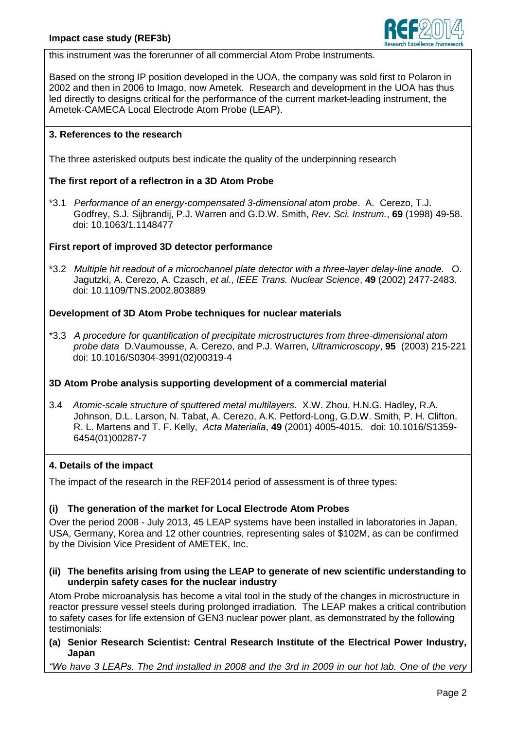this instrument was the forerunner of all commercial Atom Probe Instruments.

Based on the strong IP position developed in the UOA, the company was sold first to Polaron in 2002 and then in 2006 to Imago, now Ametek. Research and development in the UOA has thus led directly to designs critical for the performance of the current market-leading instrument, the Ametek-CAMECA Local Electrode Atom Probe (LEAP).

## 3. References to the research

The three asterisked outputs best indicate the quality of the underpinning research

### The first report of a reflectron in a 3D Atom Probe

*3.1 *Performance of an energy-compensated 3-dimensional atom probe*. A. Cerezo, T.J. Godfrey, S.J. Sijbrandij, P.J. Warren and G.D.W. Smith, *Rev. Sci. Instrum.*, **69** (1998) 49-58. doi: 10.1063/1.1148477

### First report of improved 3D detector performance

*3.2 *Multiple hit readout of a microchannel plate detector with a three-layer delay-line anode*. O. Jagutzki, A. Cerezo, A. Czasch, *et al.*, *IEEE Trans. Nuclear Science*, **49** (2002) 2477-2483. doi: 10.1109/TNS.2002.803889

### Development of 3D Atom Probe techniques for nuclear materials

*3.3 *A procedure for quantification of precipitate microstructures from three-dimensional atom probe data* D.Vaumousse, A. Cerezo, and P.J. Warren, *Ultramicroscopy*, **95** (2003) 215-221 doi: 10.1016/S0304-3991(02)00319-4

### 3D Atom Probe analysis supporting development of a commercial material

3.4 *Atomic-scale structure of sputtered metal multilayers.* X.W. Zhou, H.N.G. Hadley, R.A. Johnson, D.L. Larson, N. Tabat, A. Cerezo, A.K. Petford-Long, G.D.W. Smith, P. H. Clifton, R. L. Martens and T. F. Kelly, *Acta Materialia*, **49** (2001) 4005-4015. doi: 10.1016/S1359-6454(01)00287-7

## 4. Details of the impact

The impact of the research in the REF2014 period of assessment is of three types:

### (i) The generation of the market for Local Electrode Atom Probes

Over the period 2008 - July 2013, 45 LEAP systems have been installed in laboratories in Japan, USA, Germany, Korea and 12 other countries, representing sales of $102M, as can be confirmed by the Division Vice President of AMETEK, Inc.

### (ii) The benefits arising from using the LEAP to generate of new scientific understanding to underpin safety cases for the nuclear industry

Atom Probe microanalysis has become a vital tool in the study of the changes in microstructure in reactor pressure vessel steels during prolonged irradiation. The LEAP makes a critical contribution to safety cases for life extension of GEN3 nuclear power plant, as demonstrated by the following testimonials:

**(a) Senior Research Scientist: Central Research Institute of the Electrical Power Industry, Japan**

*"We have 3 LEAPs. The 2nd installed in 2008 and the 3rd in 2009 in our hot lab. One of the very*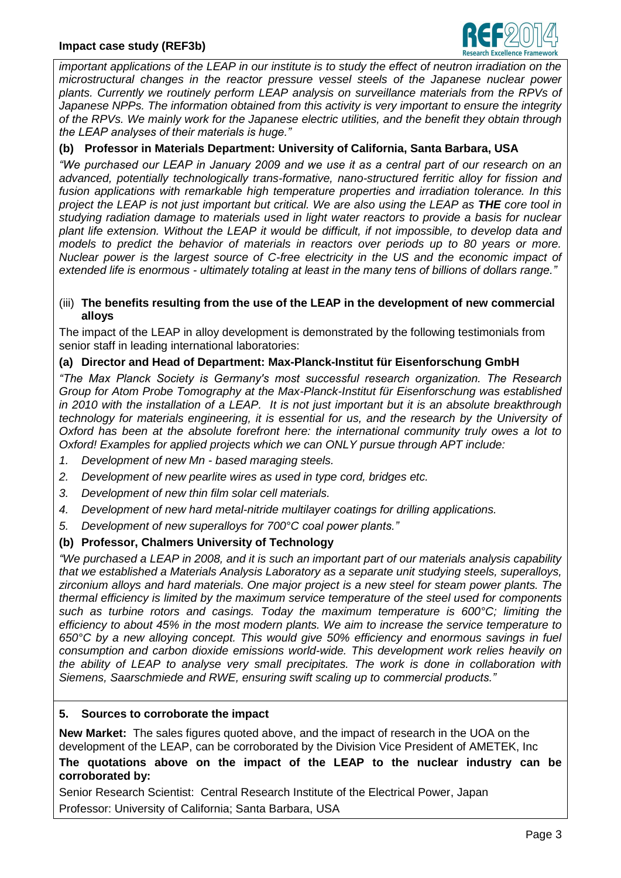*important applications of the LEAP in our institute is to study the effect of neutron irradiation on the microstructural changes in the reactor pressure vessel steels of the Japanese nuclear power plants. Currently we routinely perform LEAP analysis on surveillance materials from the RPVs of Japanese NPPs. The information obtained from this activity is very important to ensure the integrity of the RPVs. We mainly work for the Japanese electric utilities, and the benefit they obtain through the LEAP analyses of their materials is huge."*

**(b) Professor in Materials Department: University of California, Santa Barbara, USA**

*"We purchased our LEAP in January 2009 and we use it as a central part of our research on an advanced, potentially technologically trans-formative, nano-structured ferritic alloy for fission and fusion applications with remarkable high temperature properties and irradiation tolerance. In this project the LEAP is not just important but critical. We are also using the LEAP as **THE** core tool in studying radiation damage to materials used in light water reactors to provide a basis for nuclear plant life extension. Without the LEAP it would be difficult, if not impossible, to develop data and models to predict the behavior of materials in reactors over periods up to 80 years or more. Nuclear power is the largest source of C-free electricity in the US and the economic impact of extended life is enormous - ultimately totaling at least in the many tens of billions of dollars range."*

(iii) **The benefits resulting from the use of the LEAP in the development of new commercial alloys**

The impact of the LEAP in alloy development is demonstrated by the following testimonials from senior staff in leading international laboratories:

**(a) Director and Head of Department: Max-Planck-Institut für Eisenforschung GmbH**

*"The Max Planck Society is Germany's most successful research organization. The Research Group for Atom Probe Tomography at the Max-Planck-Institut für Eisenforschung was established in 2010 with the installation of a LEAP. It is not just important but it is an absolute breakthrough technology for materials engineering, it is essential for us, and the research by the University of Oxford has been at the absolute forefront here: the international community truly owes a lot to Oxford! Examples for applied projects which we can ONLY pursue through APT include:*

1. *Development of new Mn - based maraging steels.*
2. *Development of new pearlite wires as used in type cord, bridges etc.*
3. *Development of new thin film solar cell materials.*
4. *Development of new hard metal-nitride multilayer coatings for drilling applications.*
5. *Development of new superalloys for 700°C coal power plants."*

**(b) Professor, Chalmers University of Technology**

*"We purchased a LEAP in 2008, and it is such an important part of our materials analysis capability that we established a Materials Analysis Laboratory as a separate unit studying steels, superalloys, zirconium alloys and hard materials. One major project is a new steel for steam power plants. The thermal efficiency is limited by the maximum service temperature of the steel used for components such as turbine rotors and casings. Today the maximum temperature is 600°C; limiting the efficiency to about 45% in the most modern plants. We aim to increase the service temperature to 650°C by a new alloying concept. This would give 50% efficiency and enormous savings in fuel consumption and carbon dioxide emissions world-wide. This development work relies heavily on the ability of LEAP to analyse very small precipitates. The work is done in collaboration with Siemens, Saarschmiede and RWE, ensuring swift scaling up to commercial products."*

## 5. Sources to corroborate the impact

**New Market:** The sales figures quoted above, and the impact of research in the UOA on the development of the LEAP, can be corroborated by the Division Vice President of AMETEK, Inc

**The quotations above on the impact of the LEAP to the nuclear industry can be corroborated by:**

Senior Research Scientist: Central Research Institute of the Electrical Power, Japan

Professor: University of California; Santa Barbara, USA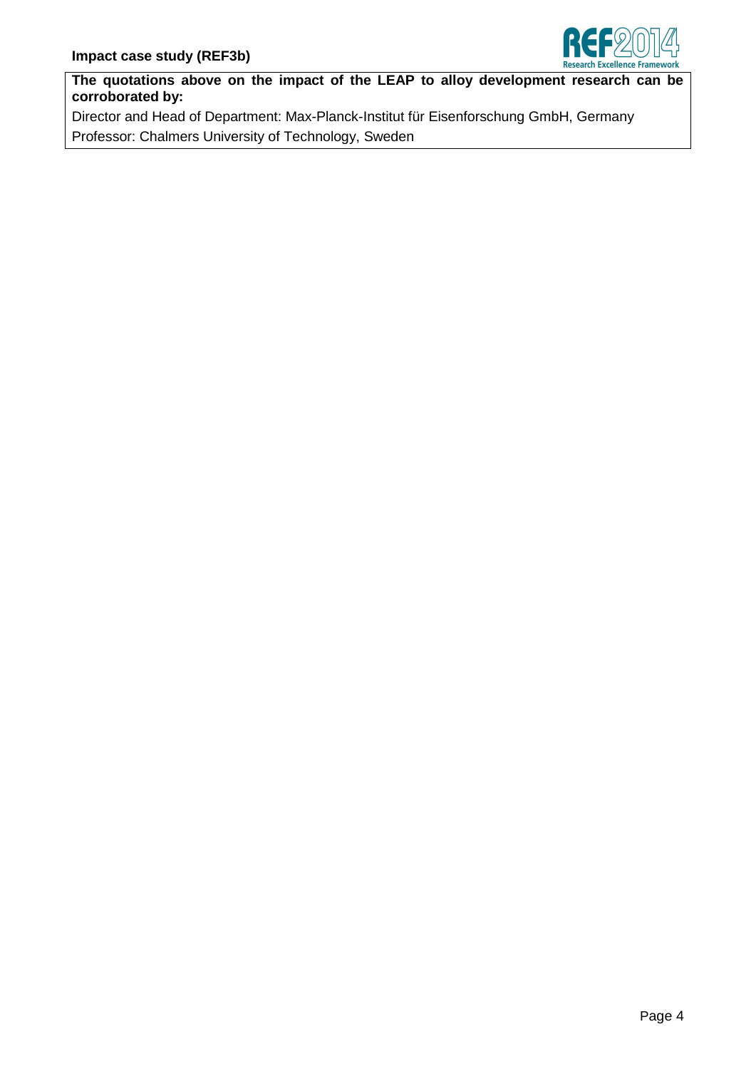**The quotations above on the impact of the LEAP to alloy development research can be corroborated by:**

Director and Head of Department: Max-Planck-Institut für Eisenforschung GmbH, Germany

Professor: Chalmers University of Technology, Sweden